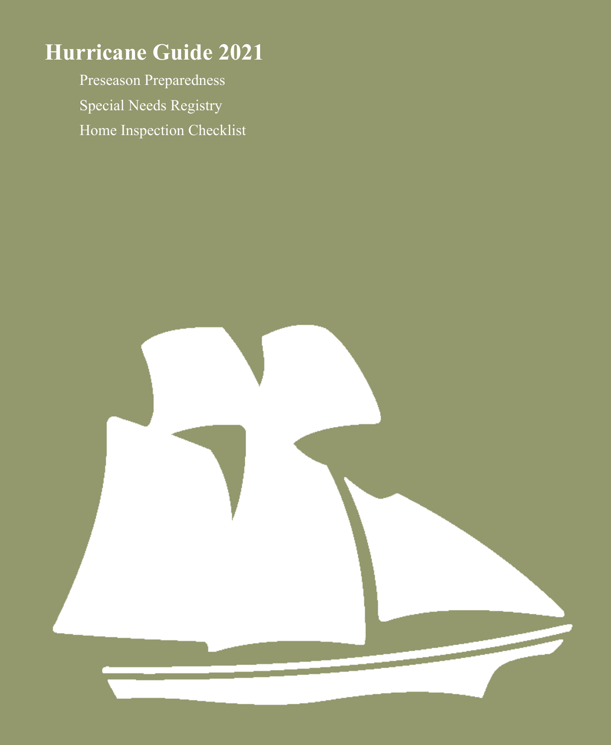# Hurricane Guide 2021

Preseason Preparedness

Special Needs Registry

Home Inspection Checklist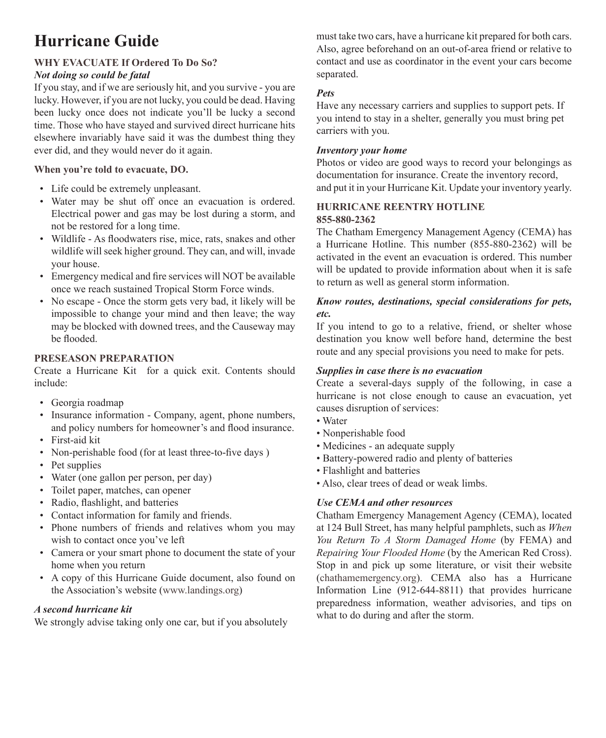# Hurricane Guide

**WHY EVACUATE If Ordered To Do So?**

***Not doing so could be fatal***

If you stay, and if we are seriously hit, and you survive - you are lucky. However, if you are not lucky, you could be dead. Having been lucky once does not indicate you'll be lucky a second time. Those who have stayed and survived direct hurricane hits elsewhere invariably have said it was the dumbest thing they ever did, and they would never do it again.

**When you're told to evacuate, DO.**

- Life could be extremely unpleasant.
- Water may be shut off once an evacuation is ordered. Electrical power and gas may be lost during a storm, and not be restored for a long time.
- Wildlife - As floodwaters rise, mice, rats, snakes and other wildlife will seek higher ground. They can, and will, invade your house.
- Emergency medical and fire services will NOT be available once we reach sustained Tropical Storm Force winds.
- No escape - Once the storm gets very bad, it likely will be impossible to change your mind and then leave; the way may be blocked with downed trees, and the Causeway may be flooded.

**PRESEASON PREPARATION**

Create a Hurricane Kit for a quick exit. Contents should include:

- Georgia roadmap
- Insurance information - Company, agent, phone numbers, and policy numbers for homeowner's and flood insurance.
- First-aid kit
- Non-perishable food (for at least three-to-five days )
- Pet supplies
- Water (one gallon per person, per day)
- Toilet paper, matches, can opener
- Radio, flashlight, and batteries
- Contact information for family and friends.
- Phone numbers of friends and relatives whom you may wish to contact once you've left
- Camera or your smart phone to document the state of your home when you return
- A copy of this Hurricane Guide document, also found on the Association's website (www.landings.org)

***A second hurricane kit***

We strongly advise taking only one car, but if you absolutely must take two cars, have a hurricane kit prepared for both cars. Also, agree beforehand on an out-of-area friend or relative to contact and use as coordinator in the event your cars become separated.

***Pets***

Have any necessary carriers and supplies to support pets. If you intend to stay in a shelter, generally you must bring pet carriers with you.

***Inventory your home***

Photos or video are good ways to record your belongings as documentation for insurance. Create the inventory record, and put it in your Hurricane Kit. Update your inventory yearly.

**HURRICANE REENTRY HOTLINE**
**855-880-2362**

The Chatham Emergency Management Agency (CEMA) has a Hurricane Hotline. This number (855-880-2362) will be activated in the event an evacuation is ordered. This number will be updated to provide information about when it is safe to return as well as general storm information.

***Know routes, destinations, special considerations for pets, etc.***

If you intend to go to a relative, friend, or shelter whose destination you know well before hand, determine the best route and any special provisions you need to make for pets.

***Supplies in case there is no evacuation***

Create a several-days supply of the following, in case a hurricane is not close enough to cause an evacuation, yet causes disruption of services:

- Water
- Nonperishable food
- Medicines - an adequate supply
- Battery-powered radio and plenty of batteries
- Flashlight and batteries
- Also, clear trees of dead or weak limbs.

***Use CEMA and other resources***

Chatham Emergency Management Agency (CEMA), located at 124 Bull Street, has many helpful pamphlets, such as *When You Returning To A Storm Damaged Home* (by FEMA) and *Repairing Your Flooded Home* (by the American Red Cross). Stop in and pick up some literature, or visit their website (chathamemergency.org). CEMA also has a Hurricane Information Line (912-644-8811) that provides hurricane preparedness information, weather advisories, and tips on what to do during and after the storm.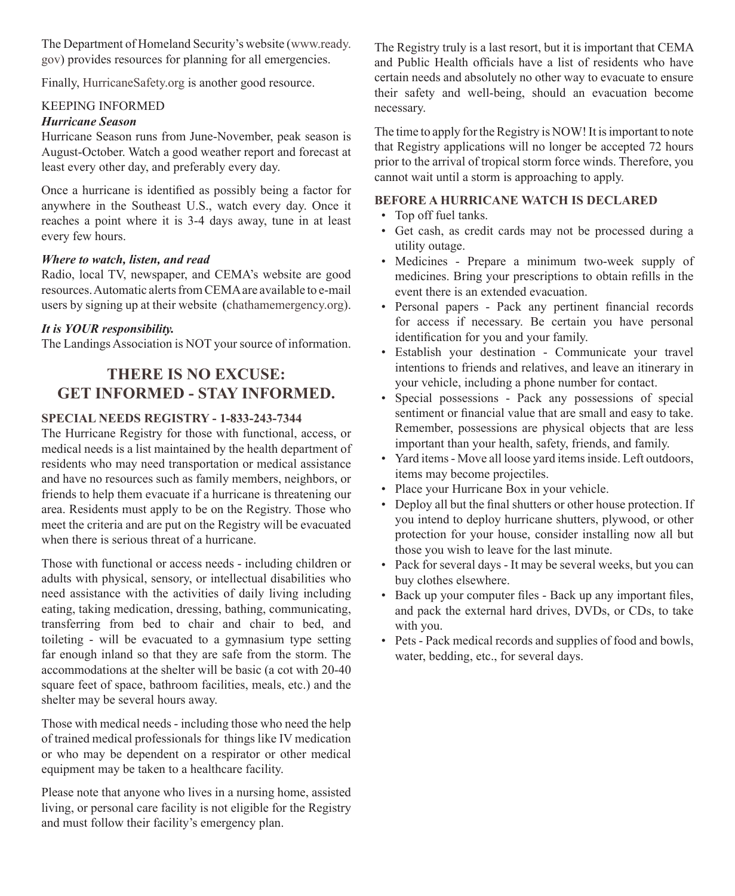The Department of Homeland Security's website (www.ready.gov) provides resources for planning for all emergencies.

Finally, HurricaneSafety.org is another good resource.

KEEPING INFORMED

***Hurricane Season***

Hurricane Season runs from June-November, peak season is August-October. Watch a good weather report and forecast at least every other day, and preferably every day.

Once a hurricane is identified as possibly being a factor for anywhere in the Southeast U.S., watch every day. Once it reaches a point where it is 3-4 days away, tune in at least every few hours.

***Where to watch, listen, and read***

Radio, local TV, newspaper, and CEMA's website are good resources. Automatic alerts from CEMA are available to e-mail users by signing up at their website (chathamemergency.org).

***It is YOUR responsibility.***

The Landings Association is NOT your source of information.

## THERE IS NO EXCUSE: GET INFORMED - STAY INFORMED.

**SPECIAL NEEDS REGISTRY - 1-833-243-7344**

The Hurricane Registry for those with functional, access, or medical needs is a list maintained by the health department of residents who may need transportation or medical assistance and have no resources such as family members, neighbors, or friends to help them evacuate if a hurricane is threatening our area. Residents must apply to be on the Registry. Those who meet the criteria and are put on the Registry will be evacuated when there is serious threat of a hurricane.

Those with functional or access needs - including children or adults with physical, sensory, or intellectual disabilities who need assistance with the activities of daily living including eating, taking medication, dressing, bathing, communicating, transferring from bed to chair and chair to bed, and toileting - will be evacuated to a gymnasium type setting far enough inland so that they are safe from the storm. The accommodations at the shelter will be basic (a cot with 20-40 square feet of space, bathroom facilities, meals, etc.) and the shelter may be several hours away.

Those with medical needs - including those who need the help of trained medical professionals for things like IV medication or who may be dependent on a respirator or other medical equipment may be taken to a healthcare facility.

Please note that anyone who lives in a nursing home, assisted living, or personal care facility is not eligible for the Registry and must follow their facility's emergency plan.

The Registry truly is a last resort, but it is important that CEMA and Public Health officials have a list of residents who have certain needs and absolutely no other way to evacuate to ensure their safety and well-being, should an evacuation become necessary.

The time to apply for the Registry is NOW! It is important to note that Registry applications will no longer be accepted 72 hours prior to the arrival of tropical storm force winds. Therefore, you cannot wait until a storm is approaching to apply.

**BEFORE A HURRICANE WATCH IS DECLARED**

- Top off fuel tanks.
- Get cash, as credit cards may not be processed during a utility outage.
- Medicines - Prepare a minimum two-week supply of medicines. Bring your prescriptions to obtain refills in the event there is an extended evacuation.
- Personal papers - Pack any pertinent financial records for access if necessary. Be certain you have personal identification for you and your family.
- Establish your destination - Communicate your travel intentions to friends and relatives, and leave an itinerary in your vehicle, including a phone number for contact.
- Special possessions - Pack any possessions of special sentiment or financial value that are small and easy to take. Remember, possessions are physical objects that are less important than your health, safety, friends, and family.
- Yard items - Move all loose yard items inside. Left outdoors, items may become projectiles.
- Place your Hurricane Box in your vehicle.
- Deploy all but the final shutters or other house protection. If you intend to deploy hurricane shutters, plywood, or other protection for your house, consider installing now all but those you wish to leave for the last minute.
- Pack for several days - It may be several weeks, but you can buy clothes elsewhere.
- Back up your computer files - Back up any important files, and pack the external hard drives, DVDs, or CDs, to take with you.
- Pets - Pack medical records and supplies of food and bowls, water, bedding, etc., for several days.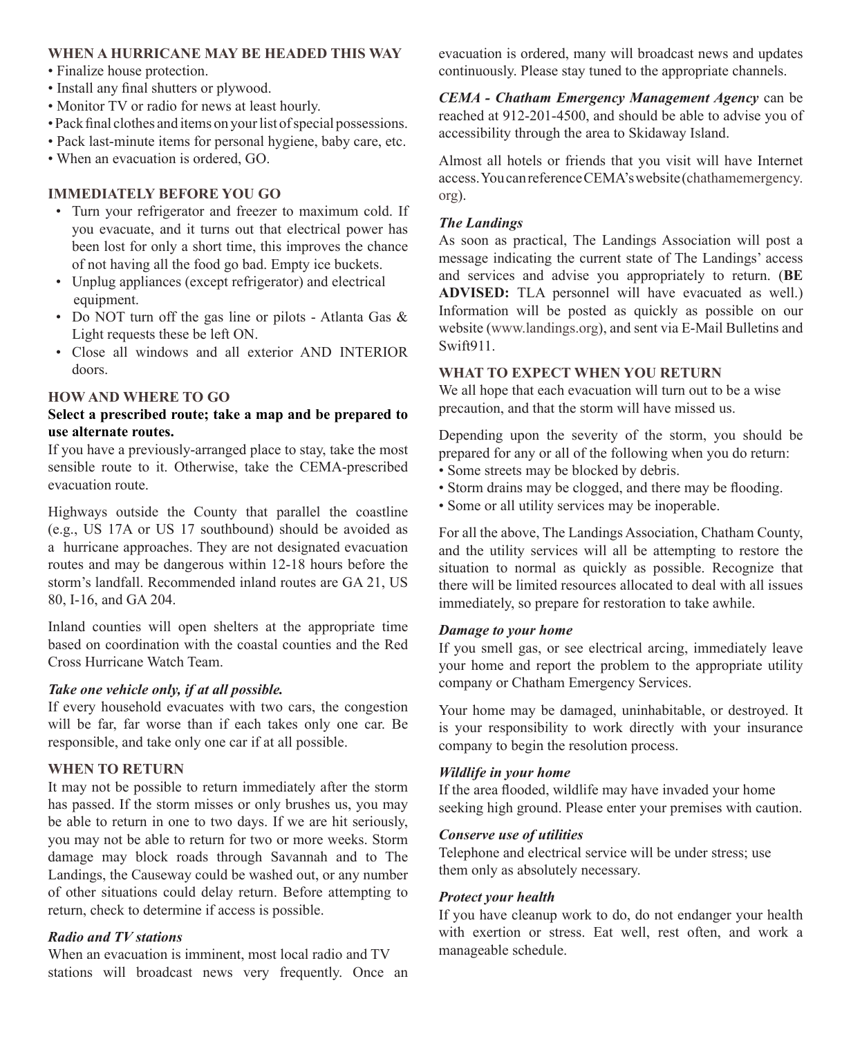### WHEN A HURRICANE MAY BE HEADED THIS WAY

- Finalize house protection.
- Install any final shutters or plywood.
- Monitor TV or radio for news at least hourly.
- Pack final clothes and items on your list of special possessions.
- Pack last-minute items for personal hygiene, baby care, etc.
- When an evacuation is ordered, GO.

### IMMEDIATELY BEFORE YOU GO

- Turn your refrigerator and freezer to maximum cold. If you evacuate, and it turns out that electrical power has been lost for only a short time, this improves the chance of not having all the food go bad. Empty ice buckets.
- Unplug appliances (except refrigerator) and electrical equipment.
- Do NOT turn off the gas line or pilots - Atlanta Gas & Light requests these be left ON.
- Close all windows and all exterior AND INTERIOR doors.

### HOW AND WHERE TO GO

**Select a prescribed route; take a map and be prepared to use alternate routes.**

If you have a previously-arranged place to stay, take the most sensible route to it. Otherwise, take the CEMA-prescribed evacuation route.

Highways outside the County that parallel the coastline (e.g., US 17A or US 17 southbound) should be avoided as a hurricane approaches. They are not designated evacuation routes and may be dangerous within 12-18 hours before the storm's landfall. Recommended inland routes are GA 21, US 80, I-16, and GA 204.

Inland counties will open shelters at the appropriate time based on coordination with the coastal counties and the Red Cross Hurricane Watch Team.

***Take one vehicle only, if at all possible.***

If every household evacuates with two cars, the congestion will be far, far worse than if each takes only one car. Be responsible, and take only one car if at all possible.

### WHEN TO RETURN

It may not be possible to return immediately after the storm has passed. If the storm misses or only brushes us, you may be able to return in one to two days. If we are hit seriously, you may not be able to return for two or more weeks. Storm damage may block roads through Savannah and to The Landings, the Causeway could be washed out, or any number of other situations could delay return. Before attempting to return, check to determine if access is possible.

***Radio and TV stations***

When an evacuation is imminent, most local radio and TV stations will broadcast news very frequently. Once an evacuation is ordered, many will broadcast news and updates continuously. Please stay tuned to the appropriate channels.

***CEMA - Chatham Emergency Management Agency*** can be reached at 912-201-4500, and should be able to advise you of accessibility through the area to Skidaway Island.

Almost all hotels or friends that you visit will have Internet access. You can reference CEMA's website (chathamemergency.org).

***The Landings***

As soon as practical, The Landings Association will post a message indicating the current state of The Landings' access and services and advise you appropriately to return. (**BE ADVISED:** TLA personnel will have evacuated as well.) Information will be posted as quickly as possible on our website (www.landings.org), and sent via E-Mail Bulletins and Swift911.

### WHAT TO EXPECT WHEN YOU RETURN

We all hope that each evacuation will turn out to be a wise precaution, and that the storm will have missed us.

Depending upon the severity of the storm, you should be prepared for any or all of the following when you do return:

- Some streets may be blocked by debris.
- Storm drains may be clogged, and there may be flooding.
- Some or all utility services may be inoperable.

For all the above, The Landings Association, Chatham County, and the utility services will all be attempting to restore the situation to normal as quickly as possible. Recognize that there will be limited resources allocated to deal with all issues immediately, so prepare for restoration to take awhile.

***Damage to your home***

If you smell gas, or see electrical arcing, immediately leave your home and report the problem to the appropriate utility company or Chatham Emergency Services.

Your home may be damaged, uninhabitable, or destroyed. It is your responsibility to work directly with your insurance company to begin the resolution process.

***Wildlife in your home***

If the area flooded, wildlife may have invaded your home seeking high ground. Please enter your premises with caution.

***Conserve use of utilities***

Telephone and electrical service will be under stress; use them only as absolutely necessary.

***Protect your health***

If you have cleanup work to do, do not endanger your health with exertion or stress. Eat well, rest often, and work a manageable schedule.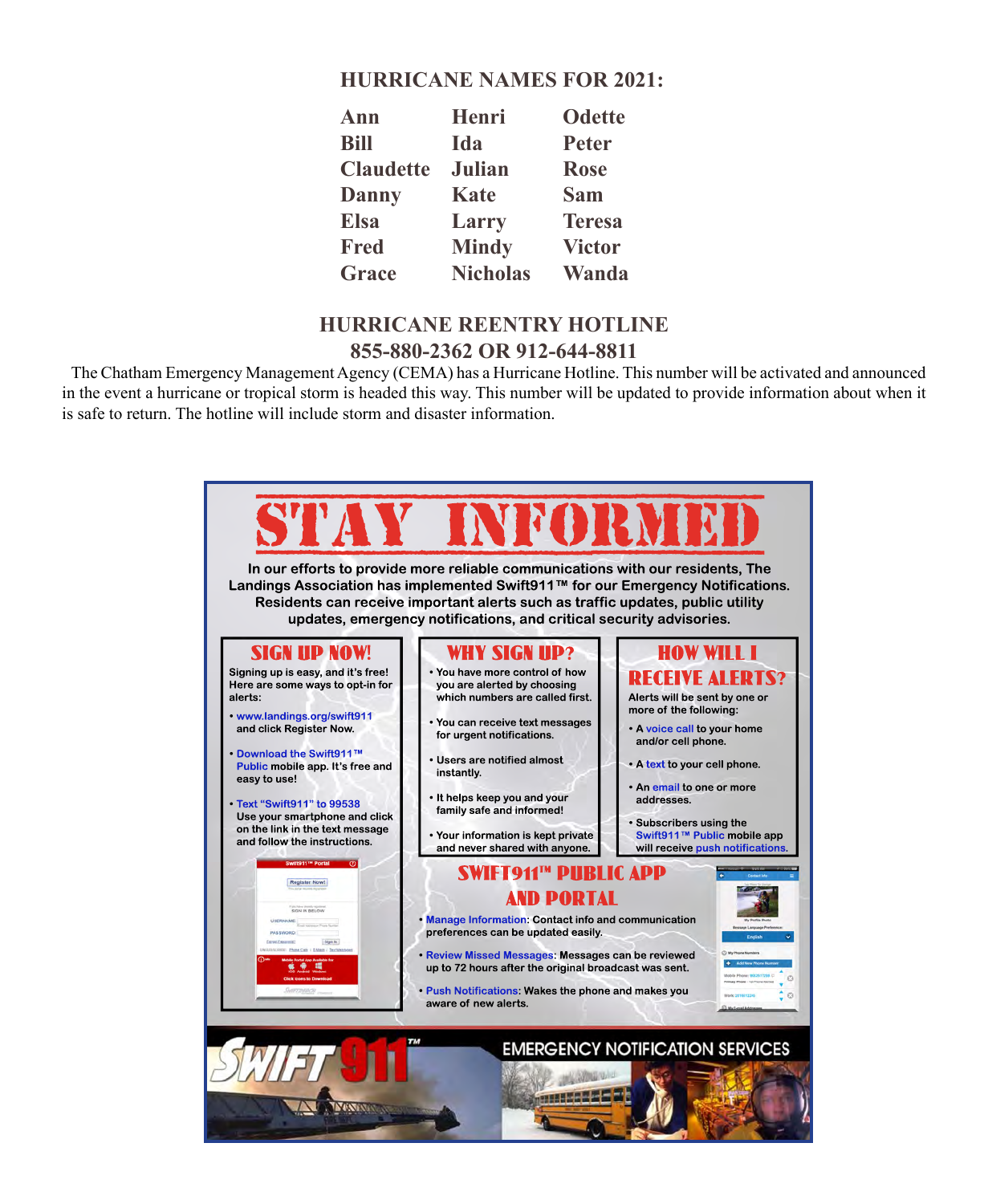## HURRICANE NAMES FOR 2021:

| | | |
|---|---|---|
| Ann | Henri | Odette |
| Bill | Ida | Peter |
| Claudette | Julian | Rose |
| Danny | Kate | Sam |
| Elsa | Larry | Teresa |
| Fred | Mindy | Victor |
| Grace | Nicholas | Wanda |

## HURRICANE REENTRY HOTLINE

### 855-880-2362 OR 912-644-8811

The Chatham Emergency Management Agency (CEMA) has a Hurricane Hotline. This number will be activated and announced in the event a hurricane or tropical storm is headed this way. This number will be updated to provide information about when it is safe to return. The hotline will include storm and disaster information.

# STAY INFORMED

**In our efforts to provide more reliable communications with our residents, The Landings Association has implemented Swift911™ for our Emergency Notifications. Residents can receive important alerts such as traffic updates, public utility updates, emergency notifications, and critical security advisories.**

### SIGN UP NOW!

Signing up is easy, and it's free! Here are some ways to opt-in for alerts:

- www.landings.org/swift911 and click Register Now.
- Download the Swift911™ Public mobile app. It's free and easy to use!
- Text "Swift911" to 99538 Use your smartphone and click on the link in the text message and follow the instructions.

### WHY SIGN UP?

- You have more control of how you are alerted by choosing which numbers are called first.
- You can receive text messages for urgent notifications.
- Users are notified almost instantly.
- It helps keep you and your family safe and informed!
- Your information is kept private and never shared with anyone.

### HOW WILL I RECEIVE ALERTS?

Alerts will be sent by one or more of the following:

- A voice call to your home and/or cell phone.
- A text to your cell phone.
- An email to one or more addresses.
- Subscribers using the Swift911™ Public mobile app will receive push notifications.

### SWIFT911™ PUBLIC APP AND PORTAL

- Manage Information: Contact info and communication preferences can be updated easily.
- Review Missed Messages: Messages can be reviewed up to 72 hours after the original broadcast was sent.
- Push Notifications: Wakes the phone and makes you aware of new alerts.

SWIFT911™ EMERGENCY NOTIFICATION SERVICES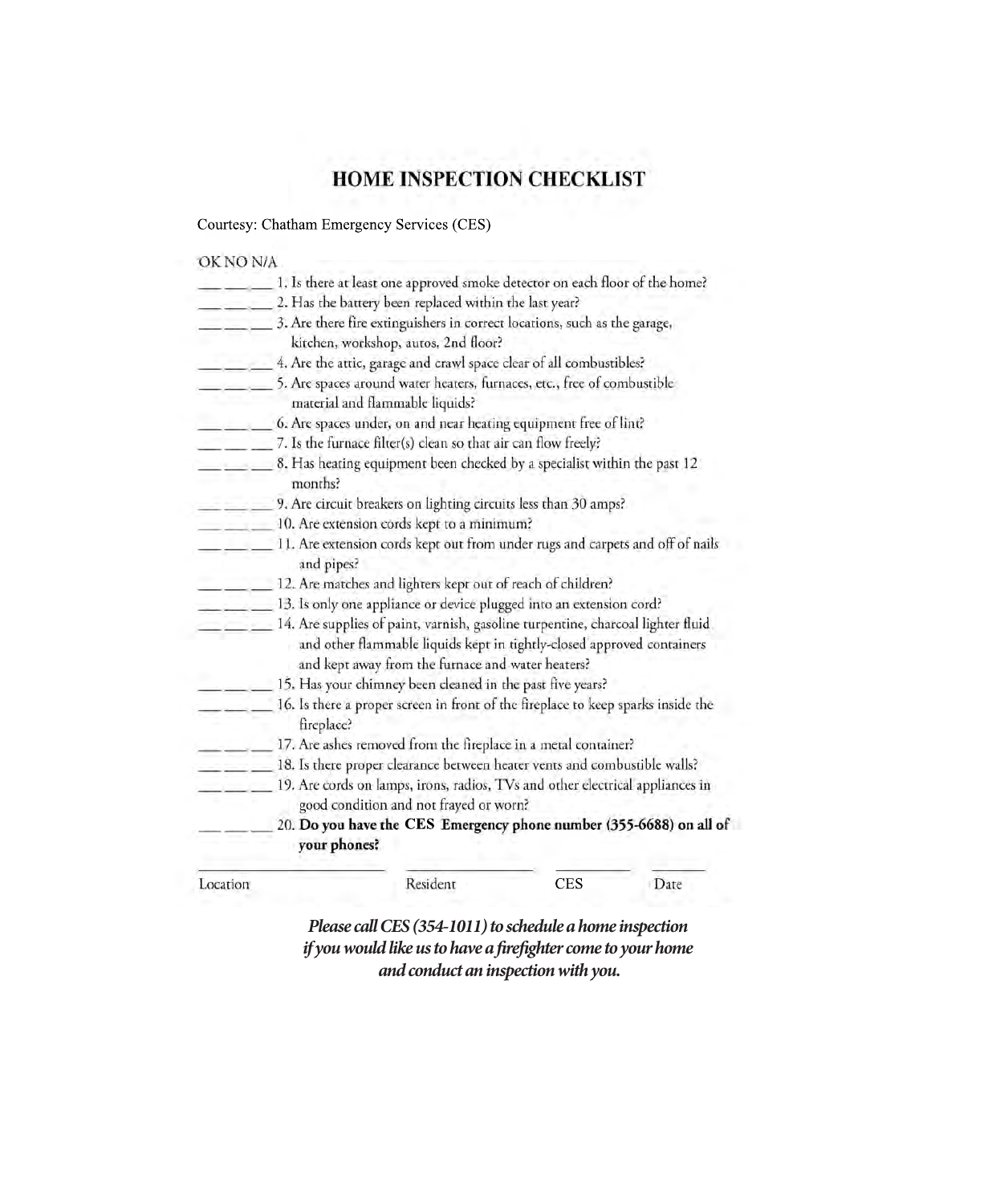# HOME INSPECTION CHECKLIST

Courtesy: Chatham Emergency Services (CES)

OK NO N/A

___ ___ ___ 1. Is there at least one approved smoke detector on each floor of the home?

___ ___ ___ 2. Has the battery been replaced within the last year?

___ ___ ___ 3. Are there fire extinguishers in correct locations, such as the garage, kitchen, workshop, autos, 2nd floor?

___ ___ ___ 4. Are the attic, garage and crawl space clear of all combustibles?

___ ___ ___ 5. Are spaces around water heaters, furnaces, etc., free of combustible material and flammable liquids?

___ ___ ___ 6. Are spaces under, on and near heating equipment free of lint?

___ ___ ___ 7. Is the furnace filter(s) clean so that air can flow freely?

___ ___ ___ 8. Has heating equipment been checked by a specialist within the past 12 months?

___ ___ ___ 9. Are circuit breakers on lighting circuits less than 30 amps?

___ ___ ___ 10. Are extension cords kept to a minimum?

___ ___ ___ 11. Are extension cords kept out from under rugs and carpets and off of nails and pipes?

___ ___ ___ 12. Are matches and lighters kepr out of reach of children?

___ ___ ___ 13. Is only one appliance or device plugged into an extension cord?

___ ___ ___ 14. Are supplies of paint, varnish, gasoline turpentine, charcoal lighter fluid and other flammable liquids kept in tightly-closed approved containers and kept away from the furnace and water heaters?

___ ___ ___ 15. Has your chimney been cleaned in the past five years?

___ ___ ___ 16. Is there a proper screen in front of the fireplace to keep sparks inside the fireplace?

___ ___ ___ 17. Are ashes removed from the fireplace in a metal container?

___ ___ ___ 18. Is there proper clearance between heater vents and combustible walls?

___ ___ ___ 19. Are cords on lamps, irons, radios, TVs and other electrical appliances in good condition and not frayed or worn?

___ ___ ___ 20. **Do you have the CES Emergency phone number (355-6688) on all of your phones?**

| | | | |
|---|---|---|---|
| Location | Resident | CES | Date |

***Please call CES (354-1011) to schedule a home inspection if you would like us to have a firefighter come to your home and conduct an inspection with you.***